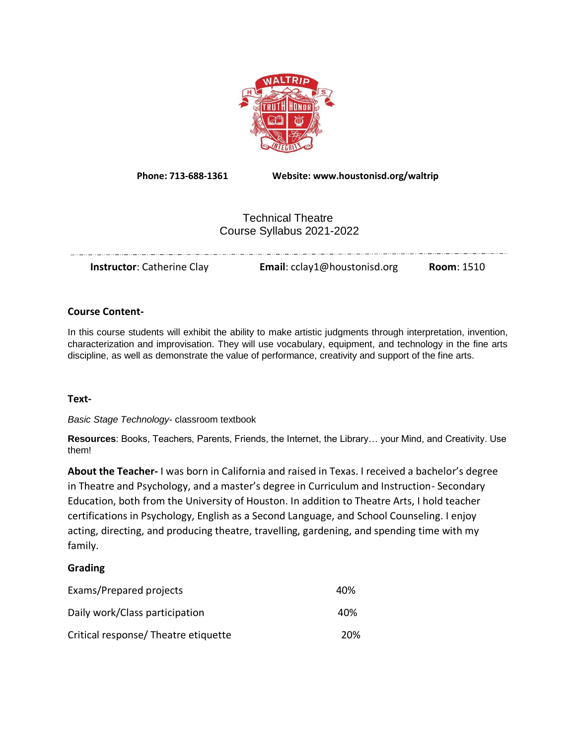**Phone: 713-688-1361** **Website: www.houstonisd.org/waltrip**

# Technical Theatre
## Course Syllabus 2021-2022

**Instructor**: Catherine Clay **Email**: cclay1@houstonisd.org **Room**: 1510

### Course Content-

In this course students will exhibit the ability to make artistic judgments through interpretation, invention, characterization and improvisation. They will use vocabulary, equipment, and technology in the fine arts discipline, as well as demonstrate the value of performance, creativity and support of the fine arts.

### Text-

*Basic Stage Technology*- classroom textbook

**Resources**: Books, Teachers, Parents, Friends, the Internet, the Library… your Mind, and Creativity. Use them!

**About the Teacher-** I was born in California and raised in Texas. I received a bachelor's degree in Theatre and Psychology, and a master's degree in Curriculum and Instruction- Secondary Education, both from the University of Houston. In addition to Theatre Arts, I hold teacher certifications in Psychology, English as a Second Language, and School Counseling. I enjoy acting, directing, and producing theatre, travelling, gardening, and spending time with my family.

### Grading

| | |
|---|---|
| Exams/Prepared projects | 40% |
| Daily work/Class participation | 40% |
| Critical response/ Theatre etiquette | 20% |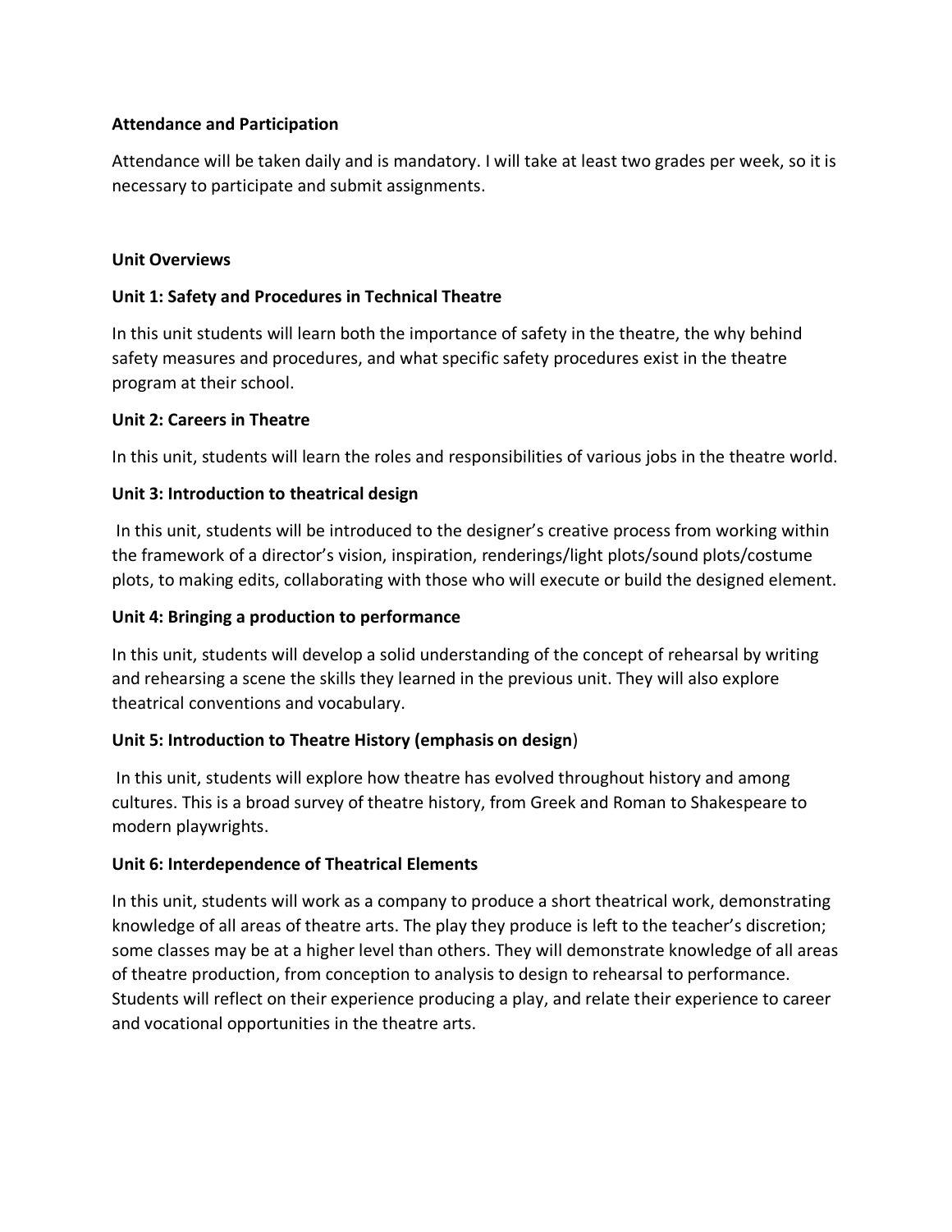**Attendance and Participation**

Attendance will be taken daily and is mandatory. I will take at least two grades per week, so it is necessary to participate and submit assignments.

**Unit Overviews**

**Unit 1: Safety and Procedures in Technical Theatre**

In this unit students will learn both the importance of safety in the theatre, the why behind safety measures and procedures, and what specific safety procedures exist in the theatre program at their school.

**Unit 2: Careers in Theatre**

In this unit, students will learn the roles and responsibilities of various jobs in the theatre world.

**Unit 3: Introduction to theatrical design**

In this unit, students will be introduced to the designer's creative process from working within the framework of a director's vision, inspiration, renderings/light plots/sound plots/costume plots, to making edits, collaborating with those who will execute or build the designed element.

**Unit 4: Bringing a production to performance**

In this unit, students will develop a solid understanding of the concept of rehearsal by writing and rehearsing a scene the skills they learned in the previous unit. They will also explore theatrical conventions and vocabulary.

**Unit 5: Introduction to Theatre History (emphasis on design)**

In this unit, students will explore how theatre has evolved throughout history and among cultures. This is a broad survey of theatre history, from Greek and Roman to Shakespeare to modern playwrights.

**Unit 6: Interdependence of Theatrical Elements**

In this unit, students will work as a company to produce a short theatrical work, demonstrating knowledge of all areas of theatre arts. The play they produce is left to the teacher's discretion; some classes may be at a higher level than others. They will demonstrate knowledge of all areas of theatre production, from conception to analysis to design to rehearsal to performance. Students will reflect on their experience producing a play, and relate their experience to career and vocational opportunities in the theatre arts.